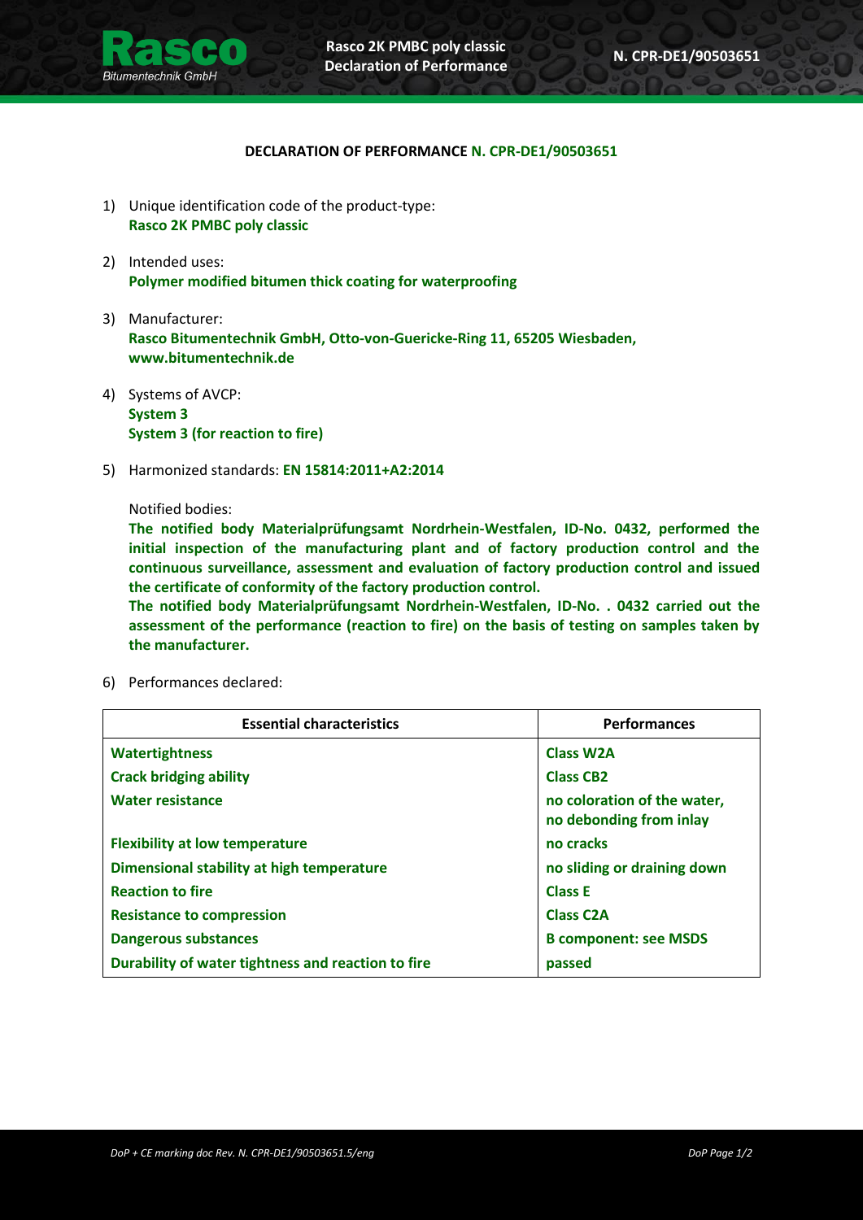## DECLARATION OF PERFORMANCE N. CPR-DE1/90503651

1) Unique identification code of the product-type:
   **Rasco 2K PMBC poly classic**

2) Intended uses:
   **Polymer modified bitumen thick coating for waterproofing**

3) Manufacturer:
   **Rasco Bitumentechnik GmbH, Otto-von-Guericke-Ring 11, 65205 Wiesbaden, www.bitumentechnik.de**

4) Systems of AVCP:
   **System 3**
   **System 3 (for reaction to fire)**

5) Harmonized standards: **EN 15814:2011+A2:2014**

   Notified bodies:
   **The notified body Materialprüfungsamt Nordrhein-Westfalen, ID-No. 0432, performed the initial inspection of the manufacturing plant and of factory production control and the continuous surveillance, assessment and evaluation of factory production control and issued the certificate of conformity of the factory production control.**
   **The notified body Materialprüfungsamt Nordrhein-Westfalen, ID-No. . 0432 carried out the assessment of the performance (reaction to fire) on the basis of testing on samples taken by the manufacturer.**

6) Performances declared:

| Essential characteristics | Performances |
|---|---|
| **Watertightness** | **Class W2A** |
| **Crack bridging ability** | **Class CB2** |
| **Water resistance** | **no coloration of the water, no debonding from inlay** |
| **Flexibility at low temperature** | **no cracks** |
| **Dimensional stability at high temperature** | **no sliding or draining down** |
| **Reaction to fire** | **Class E** |
| **Resistance to compression** | **Class C2A** |
| **Dangerous substances** | **B component: see MSDS** |
| **Durability of water tightness and reaction to fire** | **passed** |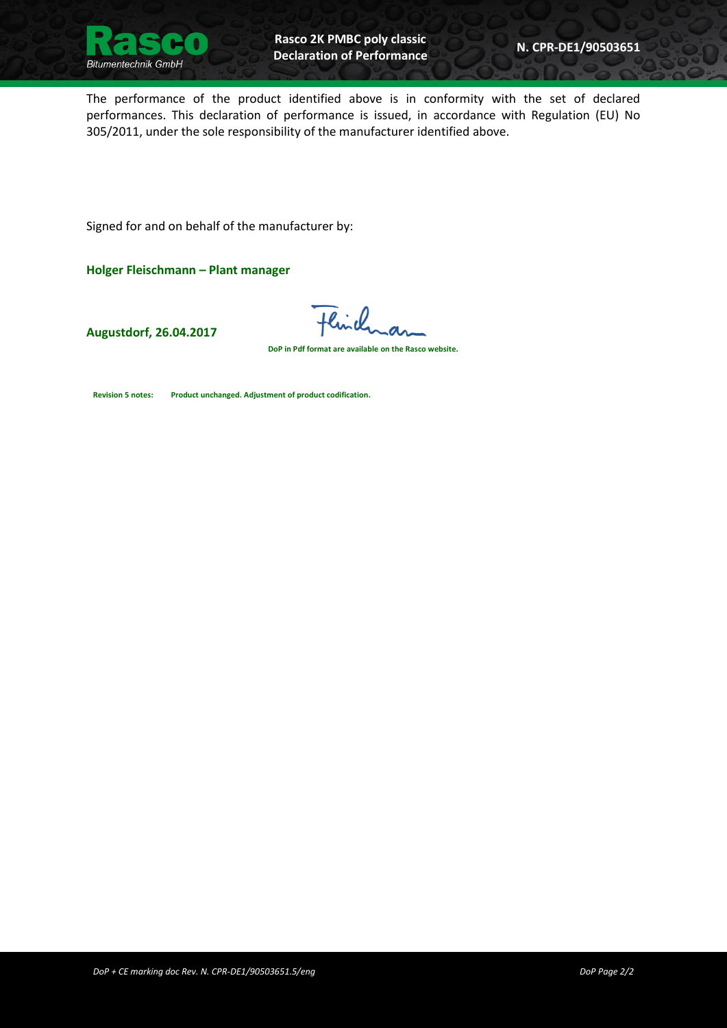The performance of the product identified above is in conformity with the set of declared performances. This declaration of performance is issued, in accordance with Regulation (EU) No 305/2011, under the sole responsibility of the manufacturer identified above.

Signed for and on behalf of the manufacturer by:

**Holger Fleischmann – Plant manager**

**Augustdorf, 26.04.2017**

**DoP in Pdf format are available on the Rasco website.**

**Revision 5 notes:** **Product unchanged. Adjustment of product codification.**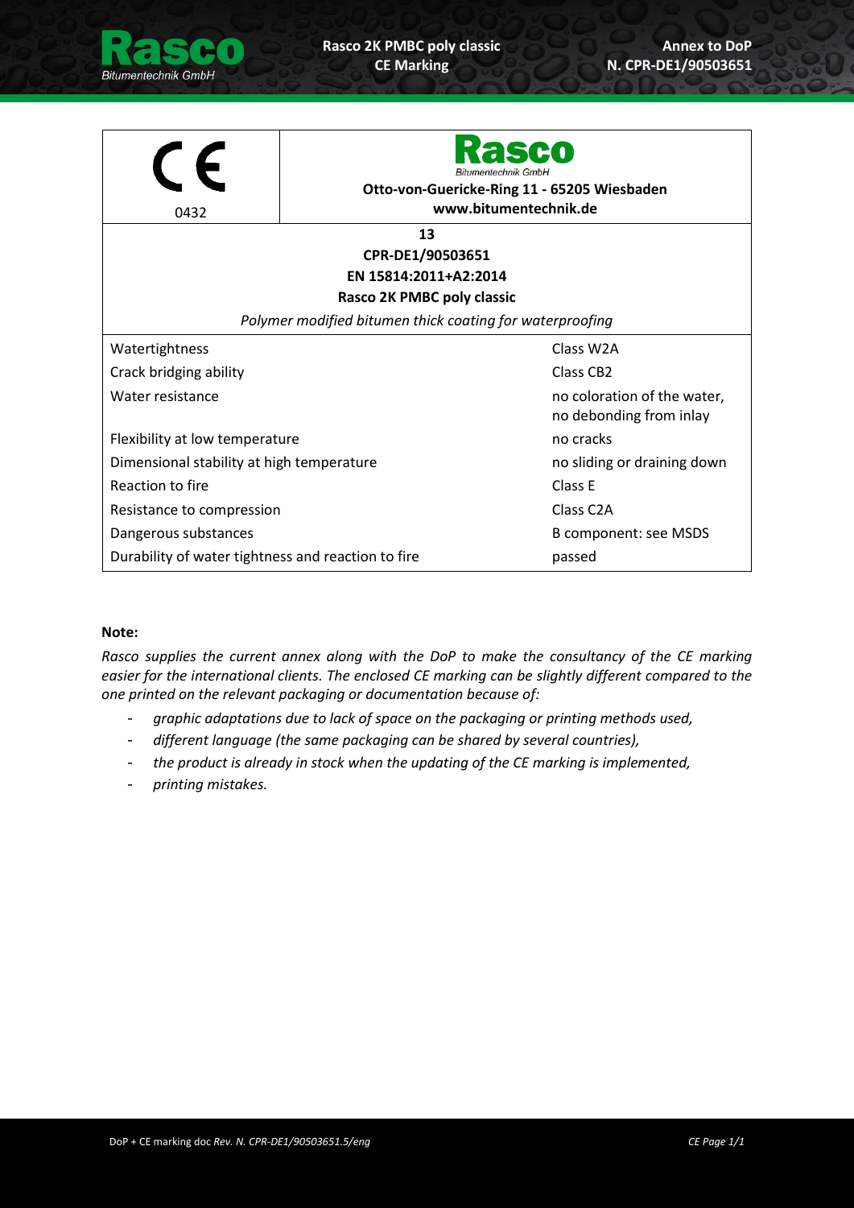| | |
|---|---|
| CE 0432 | Rasco Bitumentechnik GmbH Otto-von-Guericke-Ring 11 - 65205 Wiesbaden www.bitumentechnik.de |

**13**
**CPR-DE1/90503651**
**EN 15814:2011+A2:2014**
**Rasco 2K PMBC poly classic**

*Polymer modified bitumen thick coating for waterproofing*

| | |
|---|---|
| Watertightness | Class W2A |
| Crack bridging ability | Class CB2 |
| Water resistance | no coloration of the water, no debonding from inlay |
| Flexibility at low temperature | no cracks |
| Dimensional stability at high temperature | no sliding or draining down |
| Reaction to fire | Class E |
| Resistance to compression | Class C2A |
| Dangerous substances | B component: see MSDS |
| Durability of water tightness and reaction to fire | passed |

**Note:**

*Rasco supplies the current annex along with the DoP to make the consultancy of the CE marking easier for the international clients. The enclosed CE marking can be slightly different compared to the one printed on the relevant packaging or documentation because of:*

- *graphic adaptations due to lack of space on the packaging or printing methods used,*
- *different language (the same packaging can be shared by several countries),*
- *the product is already in stock when the updating of the CE marking is implemented,*
- *printing mistakes.*